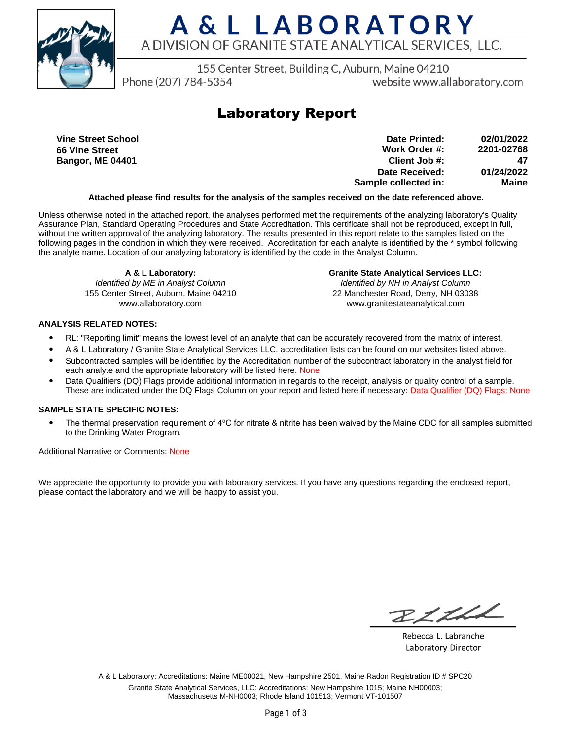# A & L LABORATORY

A DIVISION OF GRANITE STATE ANALYTICAL SERVICES, LLC.

155 Center Street, Building C, Auburn, Maine 04210

Phone (207) 784-5354 website www.allaboratory.com

## Laboratory Report

**Vine Street School**
**66 Vine Street**
**Bangor, ME 04401**

| | |
|---|---|
| **Date Printed:** | **02/01/2022** |
| **Work Order #:** | **2201-02768** |
| **Client Job #:** | **47** |
| **Date Received:** | **01/24/2022** |
| **Sample collected in:** | **Maine** |

**Attached please find results for the analysis of the samples received on the date referenced above.**

Unless otherwise noted in the attached report, the analyses performed met the requirements of the analyzing laboratory's Quality Assurance Plan, Standard Operating Procedures and State Accreditation. This certificate shall not be reproduced, except in full, without the written approval of the analyzing laboratory. The results presented in this report relate to the samples listed on the following pages in the condition in which they were received. Accreditation for each analyte is identified by the * symbol following the analyte name. Location of our analyzing laboratory is identified by the code in the Analyst Column.

**A & L Laboratory:**
*Identified by ME in Analyst Column*
155 Center Street, Auburn, Maine 04210
www.allaboratory.com

**Granite State Analytical Services LLC:**
*Identified by NH in Analyst Column*
22 Manchester Road, Derry, NH 03038
www.granitestateanalytical.com

**ANALYSIS RELATED NOTES:**

- RL: "Reporting limit" means the lowest level of an analyte that can be accurately recovered from the matrix of interest.
- A & L Laboratory / Granite State Analytical Services LLC. accreditation lists can be found on our websites listed above.
- Subcontracted samples will be identified by the Accreditation number of the subcontract laboratory in the analyst field for each analyte and the appropriate laboratory will be listed here. None
- Data Qualifiers (DQ) Flags provide additional information in regards to the receipt, analysis or quality control of a sample. These are indicated under the DQ Flags Column on your report and listed here if necessary: Data Qualifier (DQ) Flags: None

**SAMPLE STATE SPECIFIC NOTES:**

- The thermal preservation requirement of 4ºC for nitrate & nitrite has been waived by the Maine CDC for all samples submitted to the Drinking Water Program.

Additional Narrative or Comments: None

We appreciate the opportunity to provide you with laboratory services. If you have any questions regarding the enclosed report, please contact the laboratory and we will be happy to assist you.

Rebecca L. Labranche
Laboratory Director

A & L Laboratory: Accreditations: Maine ME00021, New Hampshire 2501, Maine Radon Registration ID # SPC20
Granite State Analytical Services, LLC: Accreditations: New Hampshire 1015; Maine NH00003; Massachusetts M-NH0003; Rhode Island 101513; Vermont VT-101507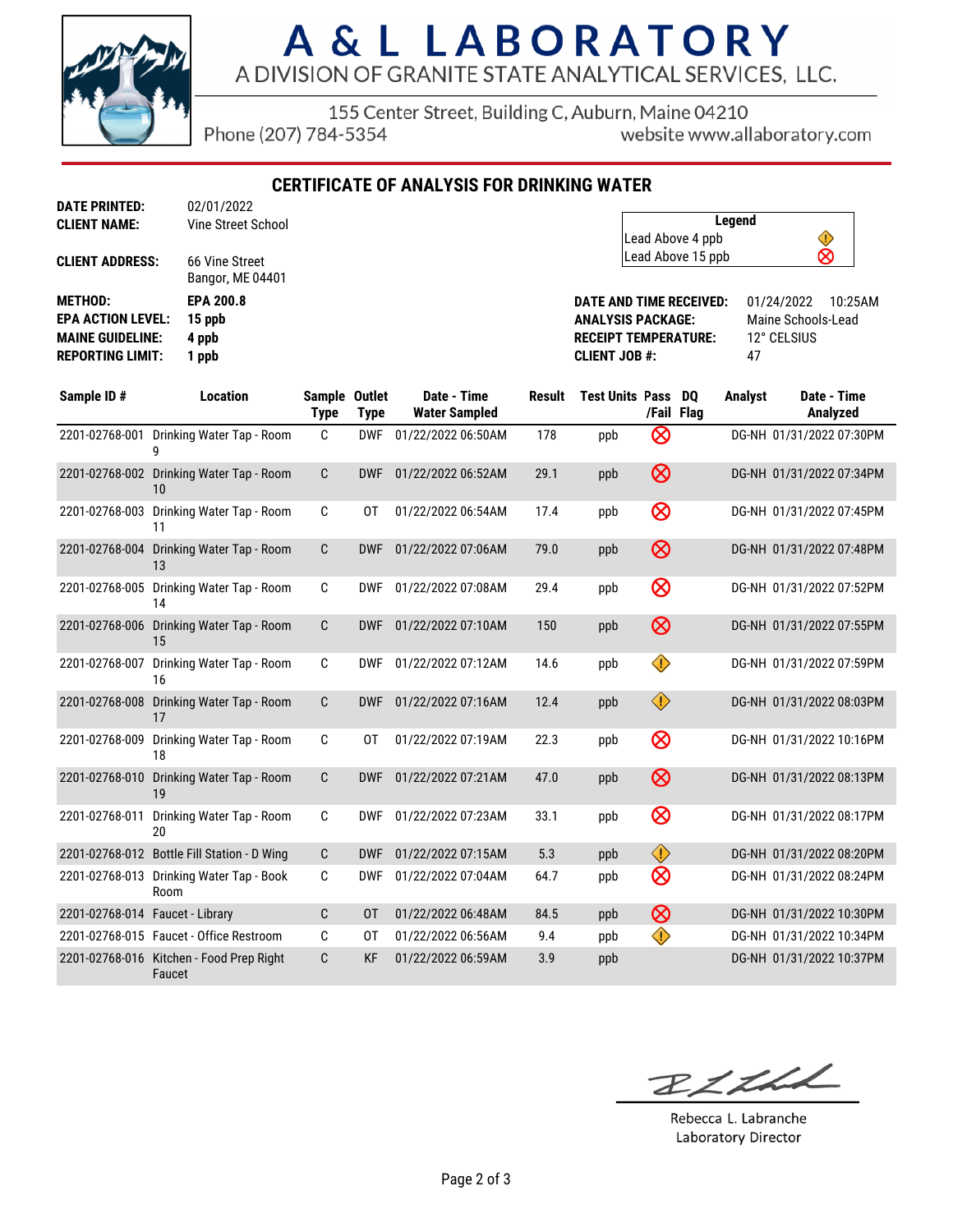# A & L LABORATORY

A DIVISION OF GRANITE STATE ANALYTICAL SERVICES, LLC.

155 Center Street, Building C, Auburn, Maine 04210
Phone (207) 784-5354
website www.allaboratory.com

## CERTIFICATE OF ANALYSIS FOR DRINKING WATER

**DATE PRINTED:** 02/01/2022
**CLIENT NAME:** Vine Street School
**CLIENT ADDRESS:** 66 Vine Street, Bangor, ME 04401

**METHOD:** EPA 200.8
**EPA ACTION LEVEL:** 15 ppb
**MAINE GUIDELINE:** 4 ppb
**REPORTING LIMIT:** 1 ppb

| Legend | |
|---|---|
| Lead Above 4 ppb | ⚠ |
| Lead Above 15 ppb | ⊗ |

**DATE AND TIME RECEIVED:** 01/24/2022 10:25AM
**ANALYSIS PACKAGE:** Maine Schools-Lead
**RECEIPT TEMPERATURE:** 12° CELSIUS
**CLIENT JOB #:** 47

| Sample ID # | Location | Sample Type | Outlet Type | Date - Time Water Sampled | Result | Test Units | Pass /Fail | DQ Flag | Analyst | Date - Time Analyzed |
|---|---|---|---|---|---|---|---|---|---|---|
| 2201-02768-001 | Drinking Water Tap - Room 9 | C | DWF | 01/22/2022 06:50AM | 178 | ppb | ⊗ | | DG-NH | 01/31/2022 07:30PM |
| 2201-02768-002 | Drinking Water Tap - Room 10 | C | DWF | 01/22/2022 06:52AM | 29.1 | ppb | ⊗ | | DG-NH | 01/31/2022 07:34PM |
| 2201-02768-003 | Drinking Water Tap - Room 11 | C | OT | 01/22/2022 06:54AM | 17.4 | ppb | ⊗ | | DG-NH | 01/31/2022 07:45PM |
| 2201-02768-004 | Drinking Water Tap - Room 13 | C | DWF | 01/22/2022 07:06AM | 79.0 | ppb | ⊗ | | DG-NH | 01/31/2022 07:48PM |
| 2201-02768-005 | Drinking Water Tap - Room 14 | C | DWF | 01/22/2022 07:08AM | 29.4 | ppb | ⊗ | | DG-NH | 01/31/2022 07:52PM |
| 2201-02768-006 | Drinking Water Tap - Room 15 | C | DWF | 01/22/2022 07:10AM | 150 | ppb | ⊗ | | DG-NH | 01/31/2022 07:55PM |
| 2201-02768-007 | Drinking Water Tap - Room 16 | C | DWF | 01/22/2022 07:12AM | 14.6 | ppb | ⚠ | | DG-NH | 01/31/2022 07:59PM |
| 2201-02768-008 | Drinking Water Tap - Room 17 | C | DWF | 01/22/2022 07:16AM | 12.4 | ppb | ⚠ | | DG-NH | 01/31/2022 08:03PM |
| 2201-02768-009 | Drinking Water Tap - Room 18 | C | OT | 01/22/2022 07:19AM | 22.3 | ppb | ⊗ | | DG-NH | 01/31/2022 10:16PM |
| 2201-02768-010 | Drinking Water Tap - Room 19 | C | DWF | 01/22/2022 07:21AM | 47.0 | ppb | ⊗ | | DG-NH | 01/31/2022 08:13PM |
| 2201-02768-011 | Drinking Water Tap - Room 20 | C | DWF | 01/22/2022 07:23AM | 33.1 | ppb | ⊗ | | DG-NH | 01/31/2022 08:17PM |
| 2201-02768-012 | Bottle Fill Station - D Wing | C | DWF | 01/22/2022 07:15AM | 5.3 | ppb | ⚠ | | DG-NH | 01/31/2022 08:20PM |
| 2201-02768-013 | Drinking Water Tap - Book Room | C | DWF | 01/22/2022 07:04AM | 64.7 | ppb | ⊗ | | DG-NH | 01/31/2022 08:24PM |
| 2201-02768-014 | Faucet - Library | C | OT | 01/22/2022 06:48AM | 84.5 | ppb | ⊗ | | DG-NH | 01/31/2022 10:30PM |
| 2201-02768-015 | Faucet - Office Restroom | C | OT | 01/22/2022 06:56AM | 9.4 | ppb | ⚠ | | DG-NH | 01/31/2022 10:34PM |
| 2201-02768-016 | Kitchen - Food Prep Right Faucet | C | KF | 01/22/2022 06:59AM | 3.9 | ppb | | | DG-NH | 01/31/2022 10:37PM |

Rebecca L. Labranche
Laboratory Director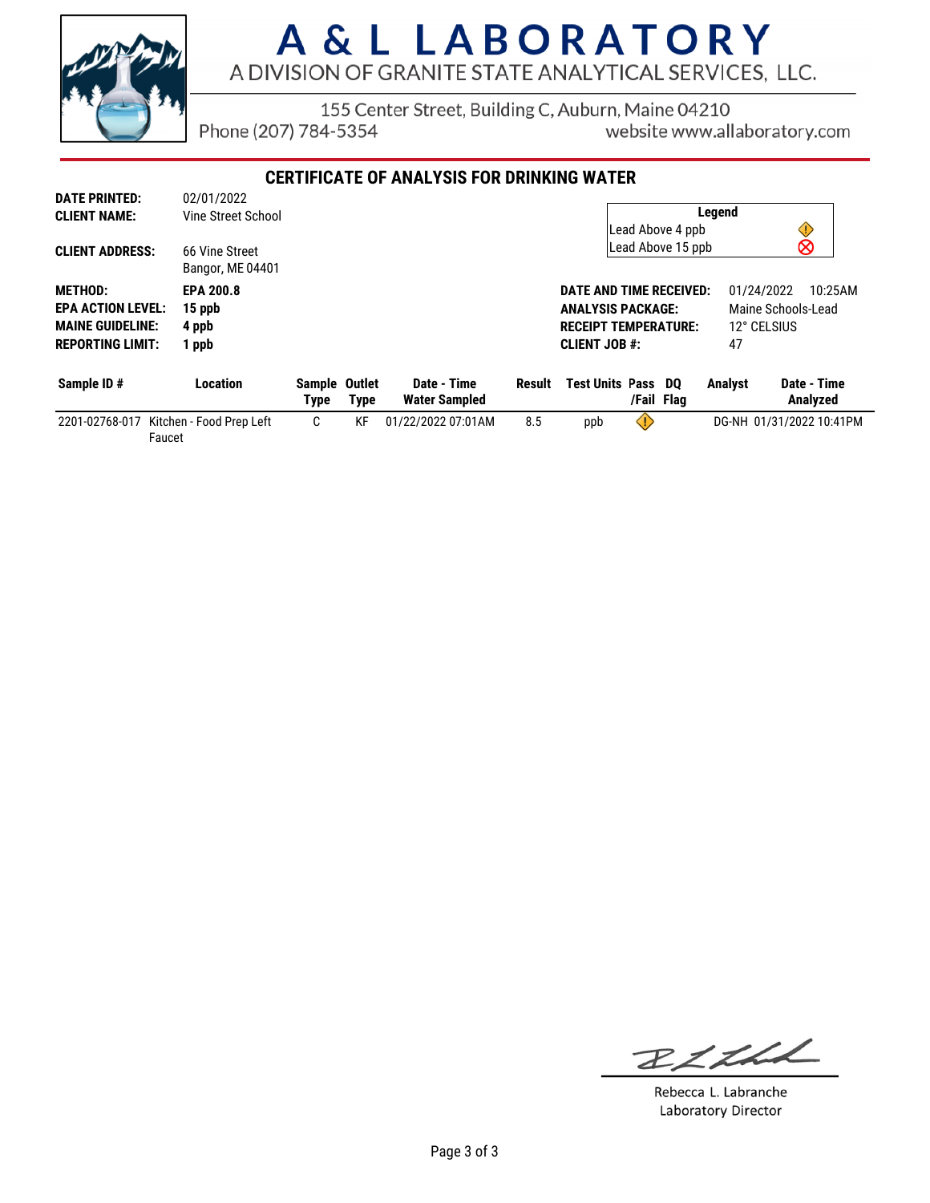# A & L LABORATORY

A DIVISION OF GRANITE STATE ANALYTICAL SERVICES, LLC.

155 Center Street, Building C, Auburn, Maine 04210

Phone (207) 784-5354 website www.allaboratory.com

## CERTIFICATE OF ANALYSIS FOR DRINKING WATER

**DATE PRINTED:** 02/01/2022

**CLIENT NAME:** Vine Street School

**CLIENT ADDRESS:** 66 Vine Street
Bangor, ME 04401

| Legend | |
|---|---|
| Lead Above 4 ppb | ⚠ |
| Lead Above 15 ppb | ⊗ |

**METHOD:** EPA 200.8

**EPA ACTION LEVEL:** 15 ppb

**MAINE GUIDELINE:** 4 ppb

**REPORTING LIMIT:** 1 ppb

**DATE AND TIME RECEIVED:** 01/24/2022 10:25AM

**ANALYSIS PACKAGE:** Maine Schools-Lead

**RECEIPT TEMPERATURE:** 12° CELSIUS

**CLIENT JOB #:** 47

| Sample ID # | Location | Sample Type | Outlet Type | Date - Time Water Sampled | Result | Test Units | Pass /Fail | DQ Flag | Analyst | Date - Time Analyzed |
|---|---|---|---|---|---|---|---|---|---|---|
| 2201-02768-017 | Kitchen - Food Prep Left Faucet | C | KF | 01/22/2022 07:01AM | 8.5 | ppb | ⚠ | | DG-NH | 01/31/2022 10:41PM |

Rebecca L. Labranche
Laboratory Director